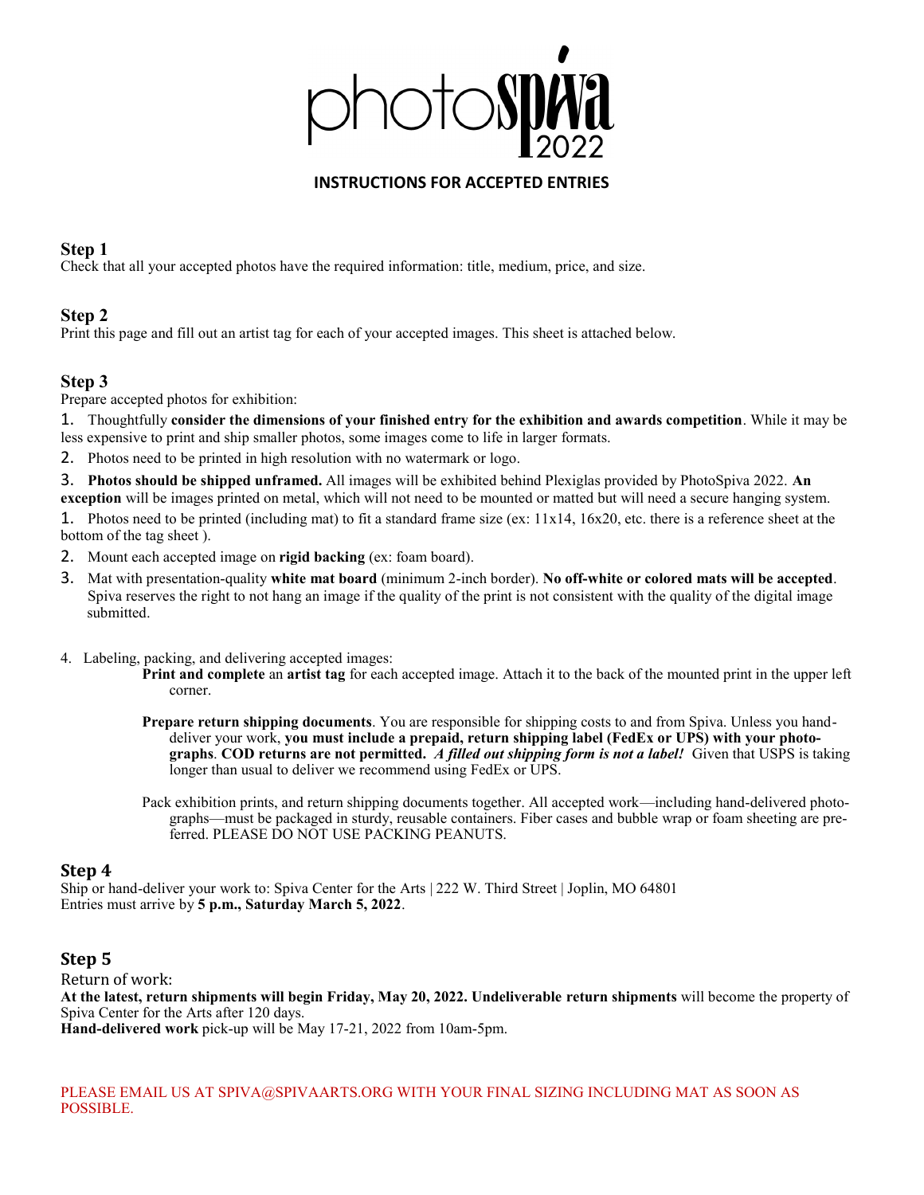# photospiva 2022

## INSTRUCTIONS FOR ACCEPTED ENTRIES

### Step 1

Check that all your accepted photos have the required information: title, medium, price, and size.

### Step 2

Print this page and fill out an artist tag for each of your accepted images. This sheet is attached below.

### Step 3

Prepare accepted photos for exhibition:

1. Thoughtfully **consider the dimensions of your finished entry for the exhibition and awards competition**. While it may be less expensive to print and ship smaller photos, some images come to life in larger formats.
2. Photos need to be printed in high resolution with no watermark or logo.
3. **Photos should be shipped unframed.** All images will be exhibited behind Plexiglas provided by PhotoSpiva 2022. **An exception** will be images printed on metal, which will not need to be mounted or matted but will need a secure hanging system.

1. Photos need to be printed (including mat) to fit a standard frame size (ex: 11x14, 16x20, etc. there is a reference sheet at the bottom of the tag sheet ).
2. Mount each accepted image on **rigid backing** (ex: foam board).
3. Mat with presentation-quality **white mat board** (minimum 2-inch border). **No off-white or colored mats will be accepted**. Spiva reserves the right to not hang an image if the quality of the print is not consistent with the quality of the digital image submitted.

4. Labeling, packing, and delivering accepted images:

   **Print and complete** an **artist tag** for each accepted image. Attach it to the back of the mounted print in the upper left corner.

   **Prepare return shipping documents**. You are responsible for shipping costs to and from Spiva. Unless you hand-deliver your work, **you must include a prepaid, return shipping label (FedEx or UPS) with your photographs**. **COD returns are not permitted.** ***A filled out shipping form is not a label!*** Given that USPS is taking longer than usual to deliver we recommend using FedEx or UPS.

   Pack exhibition prints, and return shipping documents together. All accepted work—including hand-delivered photographs—must be packaged in sturdy, reusable containers. Fiber cases and bubble wrap or foam sheeting are preferred. PLEASE DO NOT USE PACKING PEANUTS.

### Step 4

Ship or hand-deliver your work to: Spiva Center for the Arts | 222 W. Third Street | Joplin, MO 64801
Entries must arrive by **5 p.m., Saturday March 5, 2022**.

### Step 5

Return of work:
**At the latest, return shipments will begin Friday, May 20, 2022. Undeliverable return shipments** will become the property of Spiva Center for the Arts after 120 days.
**Hand-delivered work** pick-up will be May 17-21, 2022 from 10am-5pm.

PLEASE EMAIL US AT SPIVA@SPIVAARTS.ORG WITH YOUR FINAL SIZING INCLUDING MAT AS SOON AS POSSIBLE.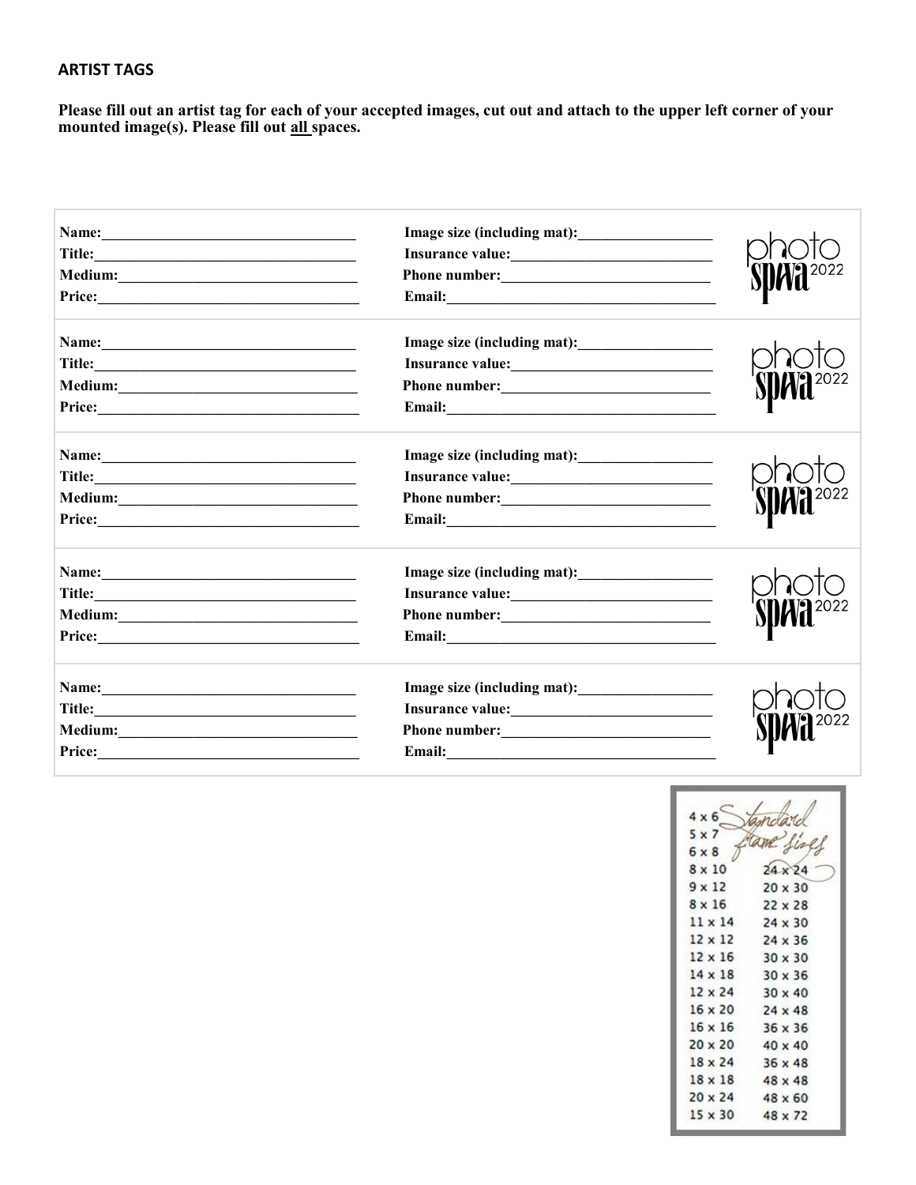**ARTIST TAGS**

**Please fill out an artist tag for each of your accepted images, cut out and attach to the upper left corner of your mounted image(s). Please fill out all spaces.**

| | | |
|---|---|---|
| **Name:**\_\_\_\_\_\_\_\_\_\_\_\_\_\_\_\_\_\_\_\_<br>**Title:**\_\_\_\_\_\_\_\_\_\_\_\_\_\_\_\_\_\_\_\_<br>**Medium:**\_\_\_\_\_\_\_\_\_\_\_\_\_\_\_\_\_\_\_\_<br>**Price:**\_\_\_\_\_\_\_\_\_\_\_\_\_\_\_\_\_\_\_\_ | **Image size (including mat):**\_\_\_\_\_\_\_\_\_\_<br>**Insurance value:**\_\_\_\_\_\_\_\_\_\_\_\_\_\_\_\_<br>**Phone number:**\_\_\_\_\_\_\_\_\_\_\_\_\_\_\_\_<br>**Email:**\_\_\_\_\_\_\_\_\_\_\_\_\_\_\_\_\_\_\_\_ | photo spiva 2022 |
| **Name:**\_\_\_\_\_\_\_\_\_\_\_\_\_\_\_\_\_\_\_\_<br>**Title:**\_\_\_\_\_\_\_\_\_\_\_\_\_\_\_\_\_\_\_\_<br>**Medium:**\_\_\_\_\_\_\_\_\_\_\_\_\_\_\_\_\_\_\_\_<br>**Price:**\_\_\_\_\_\_\_\_\_\_\_\_\_\_\_\_\_\_\_\_ | **Image size (including mat):**\_\_\_\_\_\_\_\_\_\_<br>**Insurance value:**\_\_\_\_\_\_\_\_\_\_\_\_\_\_\_\_<br>**Phone number:**\_\_\_\_\_\_\_\_\_\_\_\_\_\_\_\_<br>**Email:**\_\_\_\_\_\_\_\_\_\_\_\_\_\_\_\_\_\_\_\_ | photo spiva 2022 |
| **Name:**\_\_\_\_\_\_\_\_\_\_\_\_\_\_\_\_\_\_\_\_<br>**Title:**\_\_\_\_\_\_\_\_\_\_\_\_\_\_\_\_\_\_\_\_<br>**Medium:**\_\_\_\_\_\_\_\_\_\_\_\_\_\_\_\_\_\_\_\_<br>**Price:**\_\_\_\_\_\_\_\_\_\_\_\_\_\_\_\_\_\_\_\_ | **Image size (including mat):**\_\_\_\_\_\_\_\_\_\_<br>**Insurance value:**\_\_\_\_\_\_\_\_\_\_\_\_\_\_\_\_<br>**Phone number:**\_\_\_\_\_\_\_\_\_\_\_\_\_\_\_\_<br>**Email:**\_\_\_\_\_\_\_\_\_\_\_\_\_\_\_\_\_\_\_\_ | photo spiva 2022 |
| **Name:**\_\_\_\_\_\_\_\_\_\_\_\_\_\_\_\_\_\_\_\_<br>**Title:**\_\_\_\_\_\_\_\_\_\_\_\_\_\_\_\_\_\_\_\_<br>**Medium:**\_\_\_\_\_\_\_\_\_\_\_\_\_\_\_\_\_\_\_\_<br>**Price:**\_\_\_\_\_\_\_\_\_\_\_\_\_\_\_\_\_\_\_\_ | **Image size (including mat):**\_\_\_\_\_\_\_\_\_\_<br>**Insurance value:**\_\_\_\_\_\_\_\_\_\_\_\_\_\_\_\_<br>**Phone number:**\_\_\_\_\_\_\_\_\_\_\_\_\_\_\_\_<br>**Email:**\_\_\_\_\_\_\_\_\_\_\_\_\_\_\_\_\_\_\_\_ | photo spiva 2022 |
| **Name:**\_\_\_\_\_\_\_\_\_\_\_\_\_\_\_\_\_\_\_\_<br>**Title:**\_\_\_\_\_\_\_\_\_\_\_\_\_\_\_\_\_\_\_\_<br>**Medium:**\_\_\_\_\_\_\_\_\_\_\_\_\_\_\_\_\_\_\_\_<br>**Price:**\_\_\_\_\_\_\_\_\_\_\_\_\_\_\_\_\_\_\_\_ | **Image size (including mat):**\_\_\_\_\_\_\_\_\_\_<br>**Insurance value:**\_\_\_\_\_\_\_\_\_\_\_\_\_\_\_\_<br>**Phone number:**\_\_\_\_\_\_\_\_\_\_\_\_\_\_\_\_<br>**Email:**\_\_\_\_\_\_\_\_\_\_\_\_\_\_\_\_\_\_\_\_ | photo spiva 2022 |

*Standard frame sizes*

| | |
|---|---|
| 4 x 6 | |
| 5 x 7 | |
| 6 x 8 | |
| 8 x 10 | 24 x 24 |
| 9 x 12 | 20 x 30 |
| 8 x 16 | 22 x 28 |
| 11 x 14 | 24 x 30 |
| 12 x 12 | 24 x 36 |
| 12 x 16 | 30 x 30 |
| 14 x 18 | 30 x 36 |
| 12 x 24 | 30 x 40 |
| 16 x 20 | 24 x 48 |
| 16 x 16 | 36 x 36 |
| 20 x 20 | 40 x 40 |
| 18 x 24 | 36 x 48 |
| 18 x 18 | 48 x 48 |
| 20 x 24 | 48 x 60 |
| 15 x 30 | 48 x 72 |